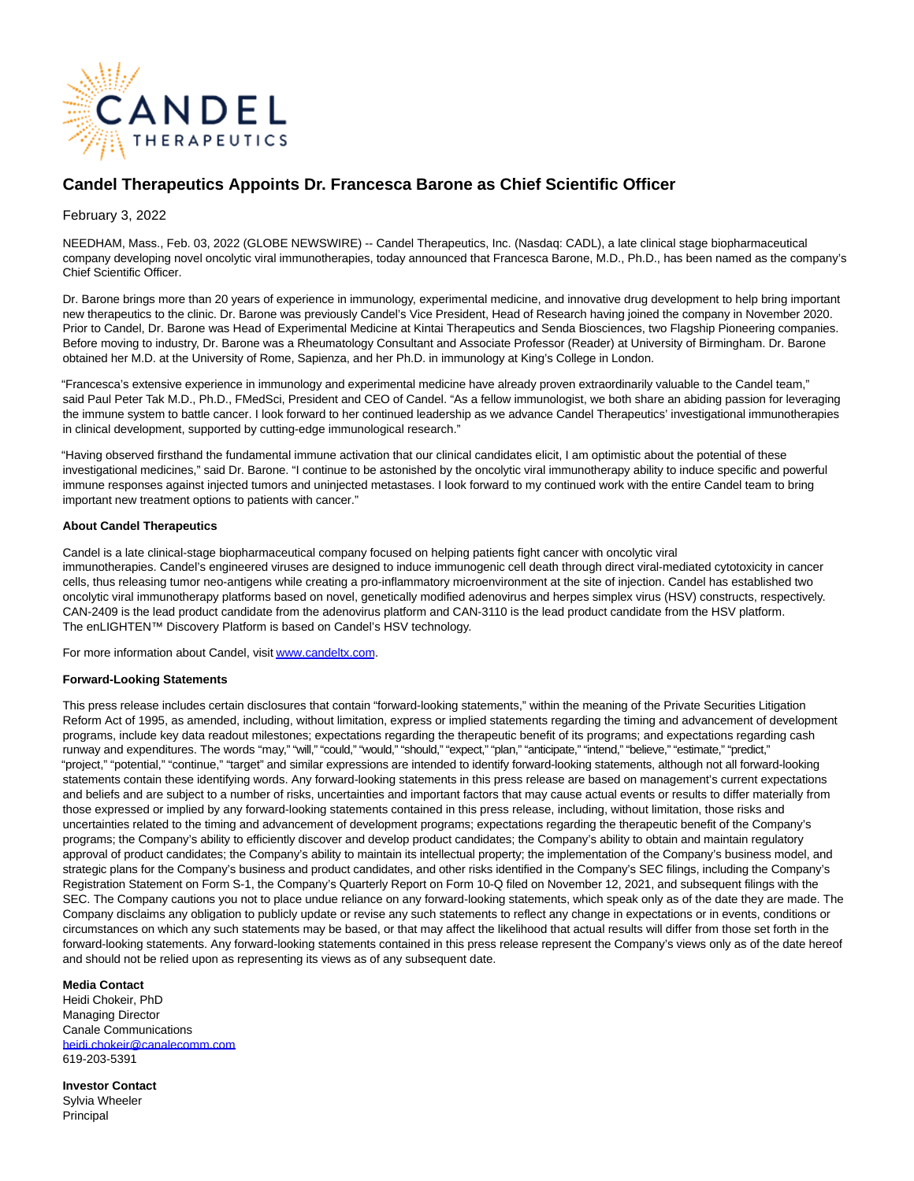# Candel Therapeutics Appoints Dr. Francesca Barone as Chief Scientific Officer

February 3, 2022

NEEDHAM, Mass., Feb. 03, 2022 (GLOBE NEWSWIRE) -- Candel Therapeutics, Inc. (Nasdaq: CADL), a late clinical stage biopharmaceutical company developing novel oncolytic viral immunotherapies, today announced that Francesca Barone, M.D., Ph.D., has been named as the company's Chief Scientific Officer.

Dr. Barone brings more than 20 years of experience in immunology, experimental medicine, and innovative drug development to help bring important new therapeutics to the clinic. Dr. Barone was previously Candel's Vice President, Head of Research having joined the company in November 2020. Prior to Candel, Dr. Barone was Head of Experimental Medicine at Kintai Therapeutics and Senda Biosciences, two Flagship Pioneering companies. Before moving to industry, Dr. Barone was a Rheumatology Consultant and Associate Professor (Reader) at University of Birmingham. Dr. Barone obtained her M.D. at the University of Rome, Sapienza, and her Ph.D. in immunology at King's College in London.

"Francesca's extensive experience in immunology and experimental medicine have already proven extraordinarily valuable to the Candel team," said Paul Peter Tak M.D., Ph.D., FMedSci, President and CEO of Candel. "As a fellow immunologist, we both share an abiding passion for leveraging the immune system to battle cancer. I look forward to her continued leadership as we advance Candel Therapeutics' investigational immunotherapies in clinical development, supported by cutting-edge immunological research."

"Having observed firsthand the fundamental immune activation that our clinical candidates elicit, I am optimistic about the potential of these investigational medicines," said Dr. Barone. "I continue to be astonished by the oncolytic viral immunotherapy ability to induce specific and powerful immune responses against injected tumors and uninjected metastases. I look forward to my continued work with the entire Candel team to bring important new treatment options to patients with cancer."

**About Candel Therapeutics**

Candel is a late clinical-stage biopharmaceutical company focused on helping patients fight cancer with oncolytic viral immunotherapies. Candel's engineered viruses are designed to induce immunogenic cell death through direct viral-mediated cytotoxicity in cancer cells, thus releasing tumor neo-antigens while creating a pro-inflammatory microenvironment at the site of injection. Candel has established two oncolytic viral immunotherapy platforms based on novel, genetically modified adenovirus and herpes simplex virus (HSV) constructs, respectively. CAN-2409 is the lead product candidate from the adenovirus platform and CAN-3110 is the lead product candidate from the HSV platform. The enLIGHTEN™ Discovery Platform is based on Candel's HSV technology.

For more information about Candel, visit www.candeltx.com.

**Forward-Looking Statements**

This press release includes certain disclosures that contain "forward-looking statements," within the meaning of the Private Securities Litigation Reform Act of 1995, as amended, including, without limitation, express or implied statements regarding the timing and advancement of development programs, include key data readout milestones; expectations regarding the therapeutic benefit of its programs; and expectations regarding cash runway and expenditures. The words "may," "will," "could," "would," "should," "expect," "plan," "anticipate," "intend," "believe," "estimate," "predict," "project," "potential," "continue," "target" and similar expressions are intended to identify forward-looking statements, although not all forward-looking statements contain these identifying words. Any forward-looking statements in this press release are based on management's current expectations and beliefs and are subject to a number of risks, uncertainties and important factors that may cause actual events or results to differ materially from those expressed or implied by any forward-looking statements contained in this press release, including, without limitation, those risks and uncertainties related to the timing and advancement of development programs; expectations regarding the therapeutic benefit of the Company's programs; the Company's ability to efficiently discover and develop product candidates; the Company's ability to obtain and maintain regulatory approval of product candidates; the Company's ability to maintain its intellectual property; the implementation of the Company's business model, and strategic plans for the Company's business and product candidates, and other risks identified in the Company's SEC filings, including the Company's Registration Statement on Form S-1, the Company's Quarterly Report on Form 10-Q filed on November 12, 2021, and subsequent filings with the SEC. The Company cautions you not to place undue reliance on any forward-looking statements, which speak only as of the date they are made. The Company disclaims any obligation to publicly update or revise any such statements to reflect any change in expectations or in events, conditions or circumstances on which any such statements may be based, or that may affect the likelihood that actual results will differ from those set forth in the forward-looking statements. Any forward-looking statements contained in this press release represent the Company's views only as of the date hereof and should not be relied upon as representing its views as of any subsequent date.

**Media Contact**
Heidi Chokeir, PhD
Managing Director
Canale Communications
heidi.chokeir@canalecomm.com
619-203-5391

**Investor Contact**
Sylvia Wheeler
Principal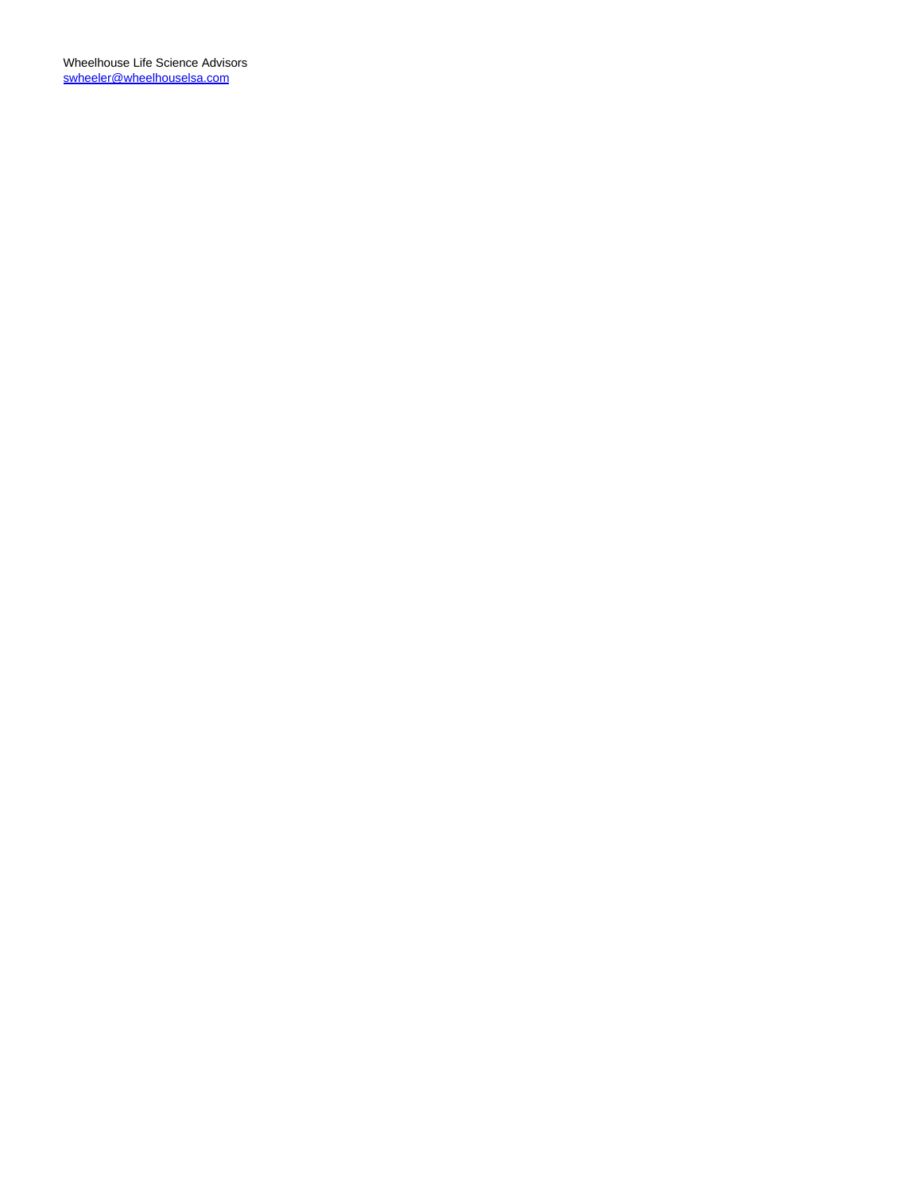Wheelhouse Life Science Advisors
swheeler@wheelhouselsa.com